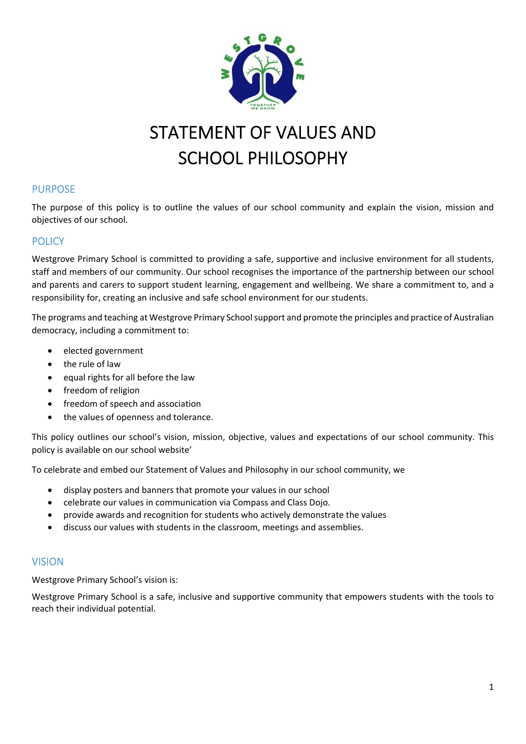# STATEMENT OF VALUES AND SCHOOL PHILOSOPHY

## PURPOSE

The purpose of this policy is to outline the values of our school community and explain the vision, mission and objectives of our school.

## POLICY

Westgrove Primary School is committed to providing a safe, supportive and inclusive environment for all students, staff and members of our community. Our school recognises the importance of the partnership between our school and parents and carers to support student learning, engagement and wellbeing. We share a commitment to, and a responsibility for, creating an inclusive and safe school environment for our students.

The programs and teaching at Westgrove Primary School support and promote the principles and practice of Australian democracy, including a commitment to:

- elected government
- the rule of law
- equal rights for all before the law
- freedom of religion
- freedom of speech and association
- the values of openness and tolerance.

This policy outlines our school's vision, mission, objective, values and expectations of our school community. This policy is available on our school website'

To celebrate and embed our Statement of Values and Philosophy in our school community, we

- display posters and banners that promote your values in our school
- celebrate our values in communication via Compass and Class Dojo.
- provide awards and recognition for students who actively demonstrate the values
- discuss our values with students in the classroom, meetings and assemblies.

## VISION

Westgrove Primary School's vision is:

Westgrove Primary School is a safe, inclusive and supportive community that empowers students with the tools to reach their individual potential.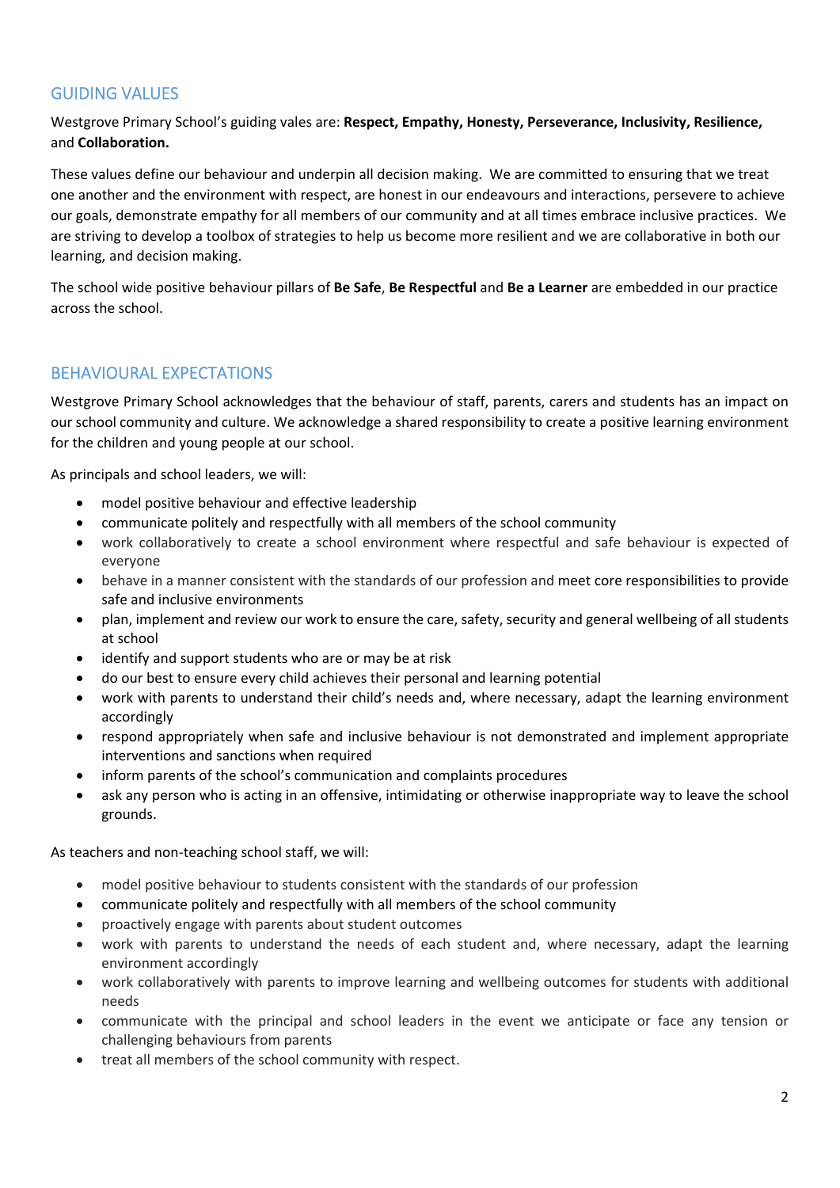## GUIDING VALUES

Westgrove Primary School's guiding vales are: **Respect, Empathy, Honesty, Perseverance, Inclusivity, Resilience,** and **Collaboration.**

These values define our behaviour and underpin all decision making. We are committed to ensuring that we treat one another and the environment with respect, are honest in our endeavours and interactions, persevere to achieve our goals, demonstrate empathy for all members of our community and at all times embrace inclusive practices. We are striving to develop a toolbox of strategies to help us become more resilient and we are collaborative in both our learning, and decision making.

The school wide positive behaviour pillars of **Be Safe**, **Be Respectful** and **Be a Learner** are embedded in our practice across the school.

## BEHAVIOURAL EXPECTATIONS

Westgrove Primary School acknowledges that the behaviour of staff, parents, carers and students has an impact on our school community and culture. We acknowledge a shared responsibility to create a positive learning environment for the children and young people at our school.

As principals and school leaders, we will:

- model positive behaviour and effective leadership
- communicate politely and respectfully with all members of the school community
- work collaboratively to create a school environment where respectful and safe behaviour is expected of everyone
- behave in a manner consistent with the standards of our profession and meet core responsibilities to provide safe and inclusive environments
- plan, implement and review our work to ensure the care, safety, security and general wellbeing of all students at school
- identify and support students who are or may be at risk
- do our best to ensure every child achieves their personal and learning potential
- work with parents to understand their child's needs and, where necessary, adapt the learning environment accordingly
- respond appropriately when safe and inclusive behaviour is not demonstrated and implement appropriate interventions and sanctions when required
- inform parents of the school's communication and complaints procedures
- ask any person who is acting in an offensive, intimidating or otherwise inappropriate way to leave the school grounds.

As teachers and non-teaching school staff, we will:

- model positive behaviour to students consistent with the standards of our profession
- communicate politely and respectfully with all members of the school community
- proactively engage with parents about student outcomes
- work with parents to understand the needs of each student and, where necessary, adapt the learning environment accordingly
- work collaboratively with parents to improve learning and wellbeing outcomes for students with additional needs
- communicate with the principal and school leaders in the event we anticipate or face any tension or challenging behaviours from parents
- treat all members of the school community with respect.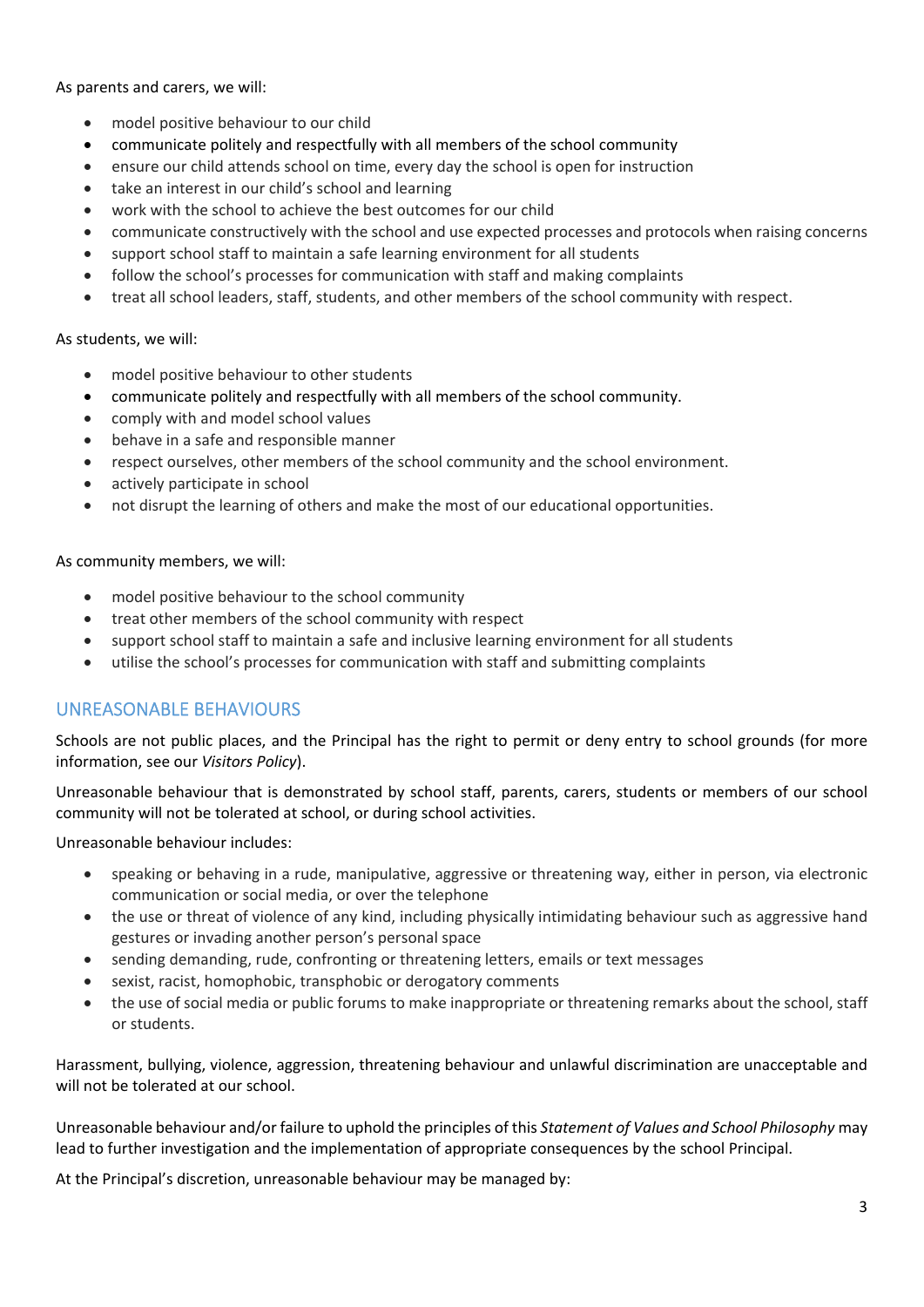As parents and carers, we will:

- model positive behaviour to our child
- communicate politely and respectfully with all members of the school community
- ensure our child attends school on time, every day the school is open for instruction
- take an interest in our child's school and learning
- work with the school to achieve the best outcomes for our child
- communicate constructively with the school and use expected processes and protocols when raising concerns
- support school staff to maintain a safe learning environment for all students
- follow the school's processes for communication with staff and making complaints
- treat all school leaders, staff, students, and other members of the school community with respect.

As students, we will:

- model positive behaviour to other students
- communicate politely and respectfully with all members of the school community.
- comply with and model school values
- behave in a safe and responsible manner
- respect ourselves, other members of the school community and the school environment.
- actively participate in school
- not disrupt the learning of others and make the most of our educational opportunities.

As community members, we will:

- model positive behaviour to the school community
- treat other members of the school community with respect
- support school staff to maintain a safe and inclusive learning environment for all students
- utilise the school's processes for communication with staff and submitting complaints

## UNREASONABLE BEHAVIOURS

Schools are not public places, and the Principal has the right to permit or deny entry to school grounds (for more information, see our *Visitors Policy*).

Unreasonable behaviour that is demonstrated by school staff, parents, carers, students or members of our school community will not be tolerated at school, or during school activities.

Unreasonable behaviour includes:

- speaking or behaving in a rude, manipulative, aggressive or threatening way, either in person, via electronic communication or social media, or over the telephone
- the use or threat of violence of any kind, including physically intimidating behaviour such as aggressive hand gestures or invading another person's personal space
- sending demanding, rude, confronting or threatening letters, emails or text messages
- sexist, racist, homophobic, transphobic or derogatory comments
- the use of social media or public forums to make inappropriate or threatening remarks about the school, staff or students.

Harassment, bullying, violence, aggression, threatening behaviour and unlawful discrimination are unacceptable and will not be tolerated at our school.

Unreasonable behaviour and/or failure to uphold the principles of this *Statement of Values and School Philosophy* may lead to further investigation and the implementation of appropriate consequences by the school Principal.

At the Principal's discretion, unreasonable behaviour may be managed by: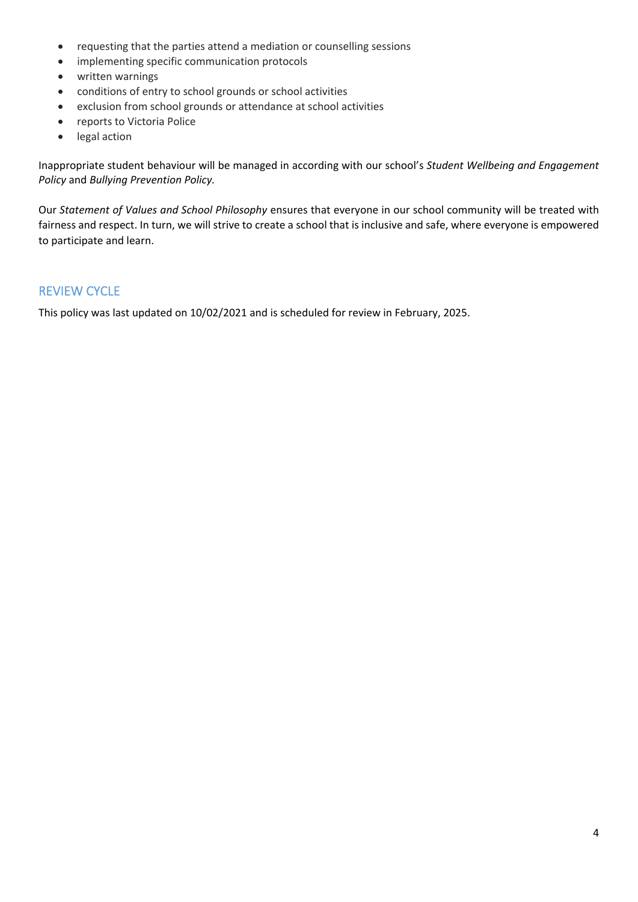- requesting that the parties attend a mediation or counselling sessions
- implementing specific communication protocols
- written warnings
- conditions of entry to school grounds or school activities
- exclusion from school grounds or attendance at school activities
- reports to Victoria Police
- legal action

Inappropriate student behaviour will be managed in according with our school's *Student Wellbeing and Engagement Policy* and *Bullying Prevention Policy.*

Our *Statement of Values and School Philosophy* ensures that everyone in our school community will be treated with fairness and respect. In turn, we will strive to create a school that is inclusive and safe, where everyone is empowered to participate and learn.

## REVIEW CYCLE

This policy was last updated on 10/02/2021 and is scheduled for review in February, 2025.